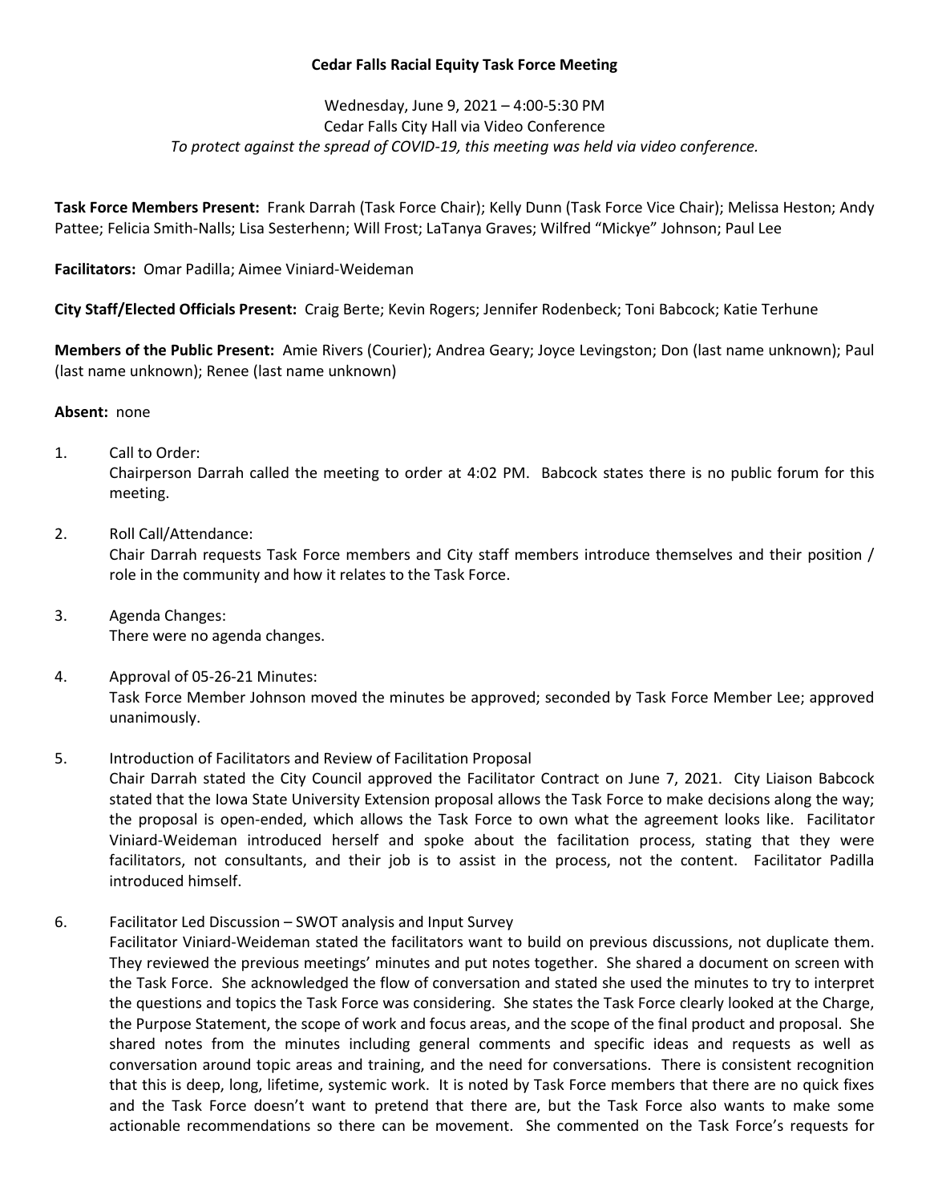**Cedar Falls Racial Equity Task Force Meeting**

Wednesday, June 9, 2021 – 4:00-5:30 PM
Cedar Falls City Hall via Video Conference
*To protect against the spread of COVID-19, this meeting was held via video conference.*

**Task Force Members Present:** Frank Darrah (Task Force Chair); Kelly Dunn (Task Force Vice Chair); Melissa Heston; Andy Pattee; Felicia Smith-Nalls; Lisa Sesterhenn; Will Frost; LaTanya Graves; Wilfred "Mickye" Johnson; Paul Lee

**Facilitators:** Omar Padilla; Aimee Viniard-Weideman

**City Staff/Elected Officials Present:** Craig Berte; Kevin Rogers; Jennifer Rodenbeck; Toni Babcock; Katie Terhune

**Members of the Public Present:** Amie Rivers (Courier); Andrea Geary; Joyce Levingston; Don (last name unknown); Paul (last name unknown); Renee (last name unknown)

**Absent:** none

1. Call to Order:
   Chairperson Darrah called the meeting to order at 4:02 PM. Babcock states there is no public forum for this meeting.

2. Roll Call/Attendance:
   Chair Darrah requests Task Force members and City staff members introduce themselves and their position / role in the community and how it relates to the Task Force.

3. Agenda Changes:
   There were no agenda changes.

4. Approval of 05-26-21 Minutes:
   Task Force Member Johnson moved the minutes be approved; seconded by Task Force Member Lee; approved unanimously.

5. Introduction of Facilitators and Review of Facilitation Proposal
   Chair Darrah stated the City Council approved the Facilitator Contract on June 7, 2021. City Liaison Babcock stated that the Iowa State University Extension proposal allows the Task Force to make decisions along the way; the proposal is open-ended, which allows the Task Force to own what the agreement looks like. Facilitator Viniard-Weideman introduced herself and spoke about the facilitation process, stating that they were facilitators, not consultants, and their job is to assist in the process, not the content. Facilitator Padilla introduced himself.

6. Facilitator Led Discussion – SWOT analysis and Input Survey
   Facilitator Viniard-Weideman stated the facilitators want to build on previous discussions, not duplicate them. They reviewed the previous meetings' minutes and put notes together. She shared a document on screen with the Task Force. She acknowledged the flow of conversation and stated she used the minutes to try to interpret the questions and topics the Task Force was considering. She states the Task Force clearly looked at the Charge, the Purpose Statement, the scope of work and focus areas, and the scope of the final product and proposal. She shared notes from the minutes including general comments and specific ideas and requests as well as conversation around topic areas and training, and the need for conversations. There is consistent recognition that this is deep, long, lifetime, systemic work. It is noted by Task Force members that there are no quick fixes and the Task Force doesn't want to pretend that there are, but the Task Force also wants to make some actionable recommendations so there can be movement. She commented on the Task Force's requests for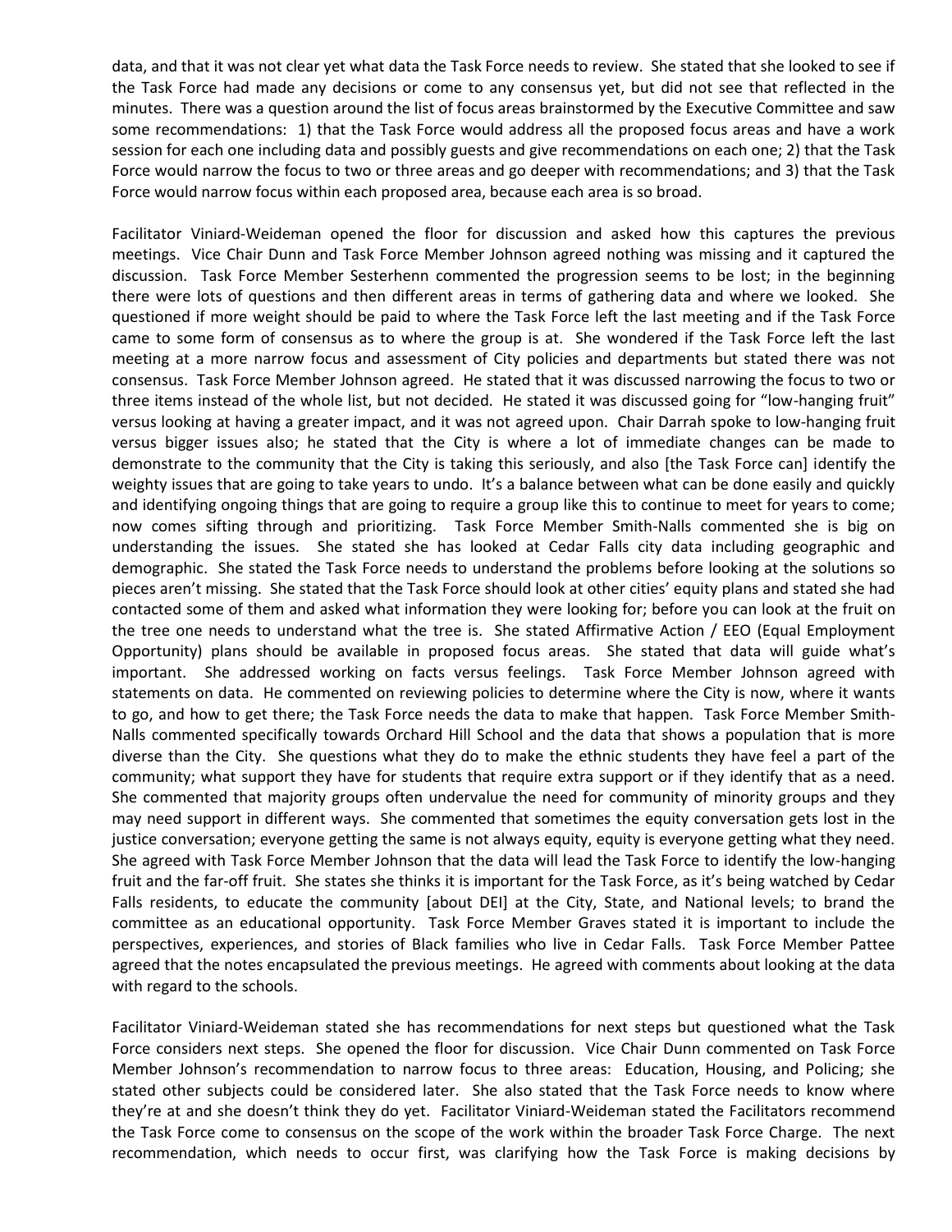data, and that it was not clear yet what data the Task Force needs to review. She stated that she looked to see if the Task Force had made any decisions or come to any consensus yet, but did not see that reflected in the minutes. There was a question around the list of focus areas brainstormed by the Executive Committee and saw some recommendations: 1) that the Task Force would address all the proposed focus areas and have a work session for each one including data and possibly guests and give recommendations on each one; 2) that the Task Force would narrow the focus to two or three areas and go deeper with recommendations; and 3) that the Task Force would narrow focus within each proposed area, because each area is so broad.

Facilitator Viniard-Weideman opened the floor for discussion and asked how this captures the previous meetings. Vice Chair Dunn and Task Force Member Johnson agreed nothing was missing and it captured the discussion. Task Force Member Sesterhenn commented the progression seems to be lost; in the beginning there were lots of questions and then different areas in terms of gathering data and where we looked. She questioned if more weight should be paid to where the Task Force left the last meeting and if the Task Force came to some form of consensus as to where the group is at. She wondered if the Task Force left the last meeting at a more narrow focus and assessment of City policies and departments but stated there was not consensus. Task Force Member Johnson agreed. He stated that it was discussed narrowing the focus to two or three items instead of the whole list, but not decided. He stated it was discussed going for "low-hanging fruit" versus looking at having a greater impact, and it was not agreed upon. Chair Darrah spoke to low-hanging fruit versus bigger issues also; he stated that the City is where a lot of immediate changes can be made to demonstrate to the community that the City is taking this seriously, and also [the Task Force can] identify the weighty issues that are going to take years to undo. It's a balance between what can be done easily and quickly and identifying ongoing things that are going to require a group like this to continue to meet for years to come; now comes sifting through and prioritizing. Task Force Member Smith-Nalls commented she is big on understanding the issues. She stated she has looked at Cedar Falls city data including geographic and demographic. She stated the Task Force needs to understand the problems before looking at the solutions so pieces aren't missing. She stated that the Task Force should look at other cities' equity plans and stated she had contacted some of them and asked what information they were looking for; before you can look at the fruit on the tree one needs to understand what the tree is. She stated Affirmative Action / EEO (Equal Employment Opportunity) plans should be available in proposed focus areas. She stated that data will guide what's important. She addressed working on facts versus feelings. Task Force Member Johnson agreed with statements on data. He commented on reviewing policies to determine where the City is now, where it wants to go, and how to get there; the Task Force needs the data to make that happen. Task Force Member Smith-Nalls commented specifically towards Orchard Hill School and the data that shows a population that is more diverse than the City. She questions what they do to make the ethnic students they have feel a part of the community; what support they have for students that require extra support or if they identify that as a need. She commented that majority groups often undervalue the need for community of minority groups and they may need support in different ways. She commented that sometimes the equity conversation gets lost in the justice conversation; everyone getting the same is not always equity, equity is everyone getting what they need. She agreed with Task Force Member Johnson that the data will lead the Task Force to identify the low-hanging fruit and the far-off fruit. She states she thinks it is important for the Task Force, as it's being watched by Cedar Falls residents, to educate the community [about DEI] at the City, State, and National levels; to brand the committee as an educational opportunity. Task Force Member Graves stated it is important to include the perspectives, experiences, and stories of Black families who live in Cedar Falls. Task Force Member Pattee agreed that the notes encapsulated the previous meetings. He agreed with comments about looking at the data with regard to the schools.

Facilitator Viniard-Weideman stated she has recommendations for next steps but questioned what the Task Force considers next steps. She opened the floor for discussion. Vice Chair Dunn commented on Task Force Member Johnson's recommendation to narrow focus to three areas: Education, Housing, and Policing; she stated other subjects could be considered later. She also stated that the Task Force needs to know where they're at and she doesn't think they do yet. Facilitator Viniard-Weideman stated the Facilitators recommend the Task Force come to consensus on the scope of the work within the broader Task Force Charge. The next recommendation, which needs to occur first, was clarifying how the Task Force is making decisions by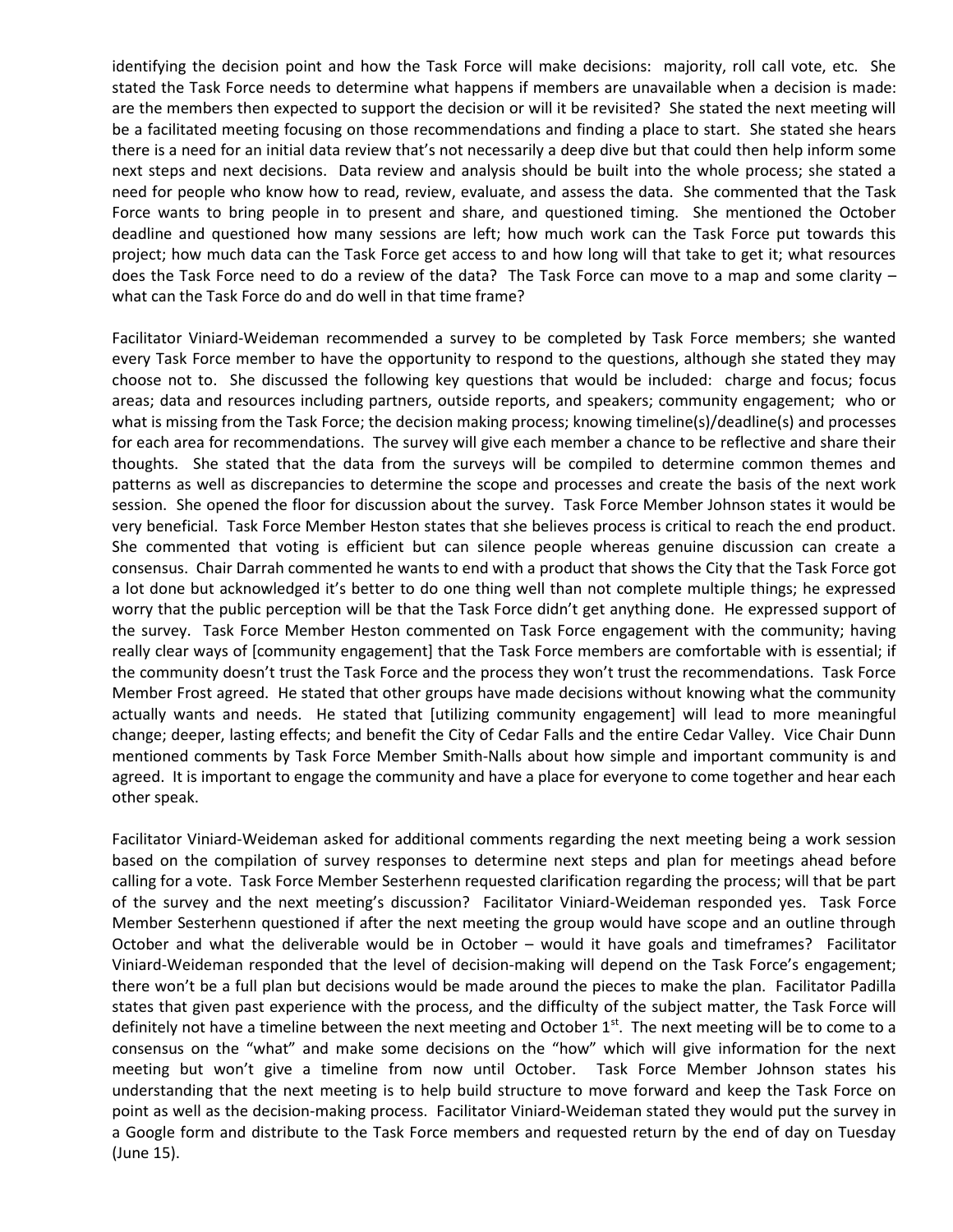identifying the decision point and how the Task Force will make decisions: majority, roll call vote, etc. She stated the Task Force needs to determine what happens if members are unavailable when a decision is made: are the members then expected to support the decision or will it be revisited? She stated the next meeting will be a facilitated meeting focusing on those recommendations and finding a place to start. She stated she hears there is a need for an initial data review that's not necessarily a deep dive but that could then help inform some next steps and next decisions. Data review and analysis should be built into the whole process; she stated a need for people who know how to read, review, evaluate, and assess the data. She commented that the Task Force wants to bring people in to present and share, and questioned timing. She mentioned the October deadline and questioned how many sessions are left; how much work can the Task Force put towards this project; how much data can the Task Force get access to and how long will that take to get it; what resources does the Task Force need to do a review of the data? The Task Force can move to a map and some clarity – what can the Task Force do and do well in that time frame?

Facilitator Viniard-Weideman recommended a survey to be completed by Task Force members; she wanted every Task Force member to have the opportunity to respond to the questions, although she stated they may choose not to. She discussed the following key questions that would be included: charge and focus; focus areas; data and resources including partners, outside reports, and speakers; community engagement; who or what is missing from the Task Force; the decision making process; knowing timeline(s)/deadline(s) and processes for each area for recommendations. The survey will give each member a chance to be reflective and share their thoughts. She stated that the data from the surveys will be compiled to determine common themes and patterns as well as discrepancies to determine the scope and processes and create the basis of the next work session. She opened the floor for discussion about the survey. Task Force Member Johnson states it would be very beneficial. Task Force Member Heston states that she believes process is critical to reach the end product. She commented that voting is efficient but can silence people whereas genuine discussion can create a consensus. Chair Darrah commented he wants to end with a product that shows the City that the Task Force got a lot done but acknowledged it's better to do one thing well than not complete multiple things; he expressed worry that the public perception will be that the Task Force didn't get anything done. He expressed support of the survey. Task Force Member Heston commented on Task Force engagement with the community; having really clear ways of [community engagement] that the Task Force members are comfortable with is essential; if the community doesn't trust the Task Force and the process they won't trust the recommendations. Task Force Member Frost agreed. He stated that other groups have made decisions without knowing what the community actually wants and needs. He stated that [utilizing community engagement] will lead to more meaningful change; deeper, lasting effects; and benefit the City of Cedar Falls and the entire Cedar Valley. Vice Chair Dunn mentioned comments by Task Force Member Smith-Nalls about how simple and important community is and agreed. It is important to engage the community and have a place for everyone to come together and hear each other speak.

Facilitator Viniard-Weideman asked for additional comments regarding the next meeting being a work session based on the compilation of survey responses to determine next steps and plan for meetings ahead before calling for a vote. Task Force Member Sesterhenn requested clarification regarding the process; will that be part of the survey and the next meeting's discussion? Facilitator Viniard-Weideman responded yes. Task Force Member Sesterhenn questioned if after the next meeting the group would have scope and an outline through October and what the deliverable would be in October – would it have goals and timeframes? Facilitator Viniard-Weideman responded that the level of decision-making will depend on the Task Force's engagement; there won't be a full plan but decisions would be made around the pieces to make the plan. Facilitator Padilla states that given past experience with the process, and the difficulty of the subject matter, the Task Force will definitely not have a timeline between the next meeting and October 1st. The next meeting will be to come to a consensus on the "what" and make some decisions on the "how" which will give information for the next meeting but won't give a timeline from now until October. Task Force Member Johnson states his understanding that the next meeting is to help build structure to move forward and keep the Task Force on point as well as the decision-making process. Facilitator Viniard-Weideman stated they would put the survey in a Google form and distribute to the Task Force members and requested return by the end of day on Tuesday (June 15).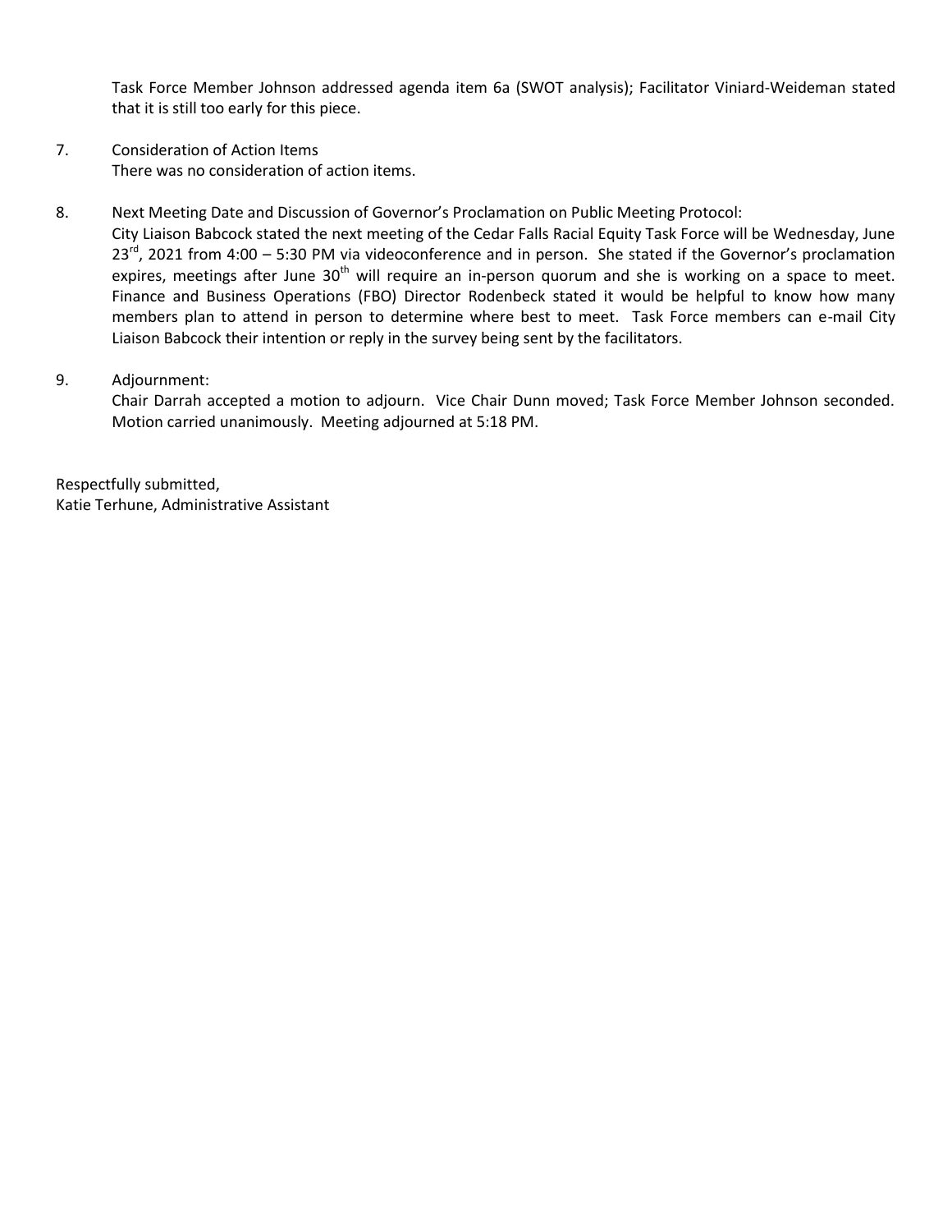Task Force Member Johnson addressed agenda item 6a (SWOT analysis); Facilitator Viniard-Weideman stated that it is still too early for this piece.

7. Consideration of Action Items
   There was no consideration of action items.

8. Next Meeting Date and Discussion of Governor's Proclamation on Public Meeting Protocol:
   City Liaison Babcock stated the next meeting of the Cedar Falls Racial Equity Task Force will be Wednesday, June 23rd, 2021 from 4:00 – 5:30 PM via videoconference and in person. She stated if the Governor's proclamation expires, meetings after June 30th will require an in-person quorum and she is working on a space to meet. Finance and Business Operations (FBO) Director Rodenbeck stated it would be helpful to know how many members plan to attend in person to determine where best to meet. Task Force members can e-mail City Liaison Babcock their intention or reply in the survey being sent by the facilitators.

9. Adjournment:
   Chair Darrah accepted a motion to adjourn. Vice Chair Dunn moved; Task Force Member Johnson seconded. Motion carried unanimously. Meeting adjourned at 5:18 PM.

Respectfully submitted,
Katie Terhune, Administrative Assistant